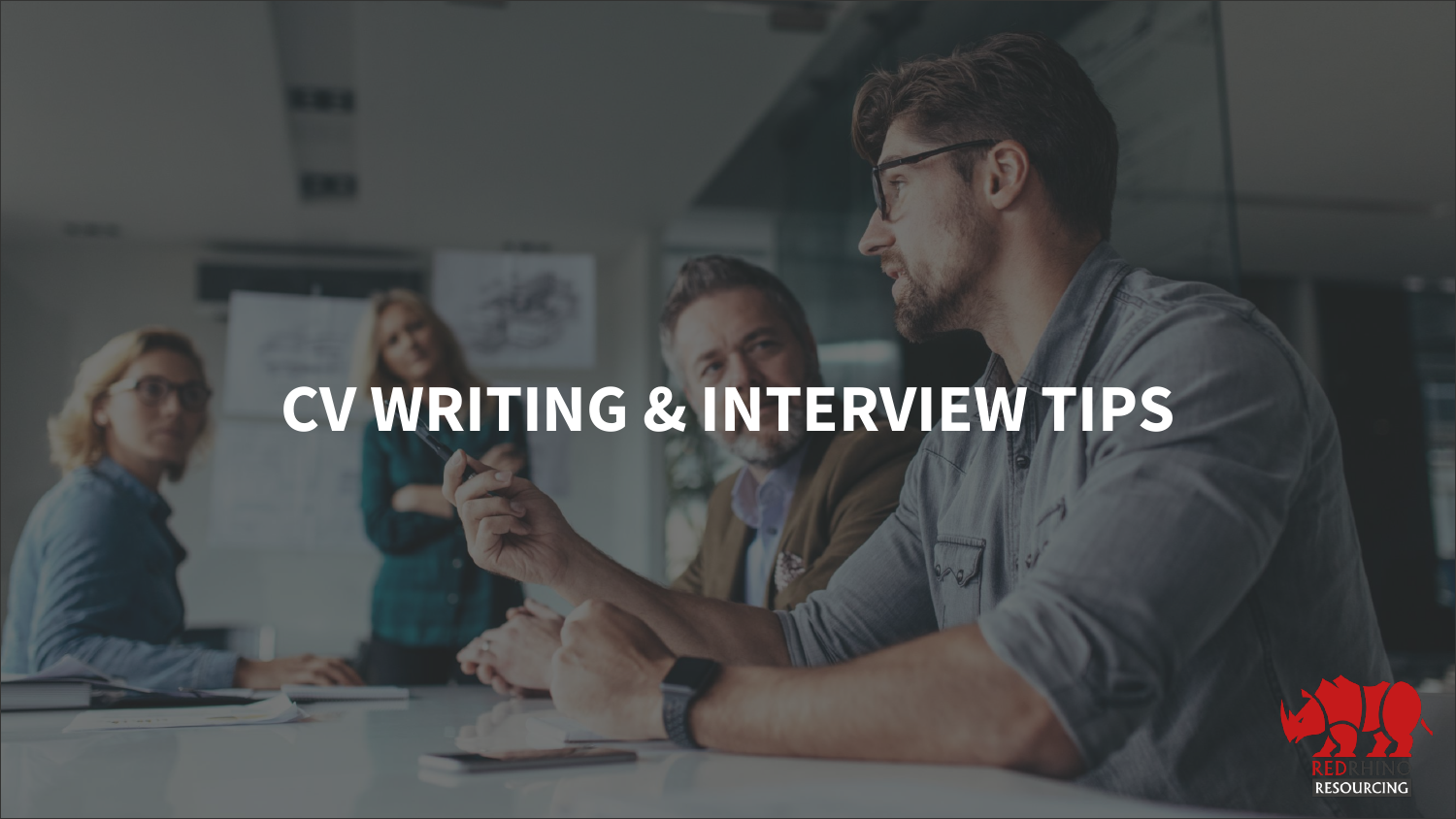# CV WRITING & INTERVIEW TIPS

REDRHINO RESOURCING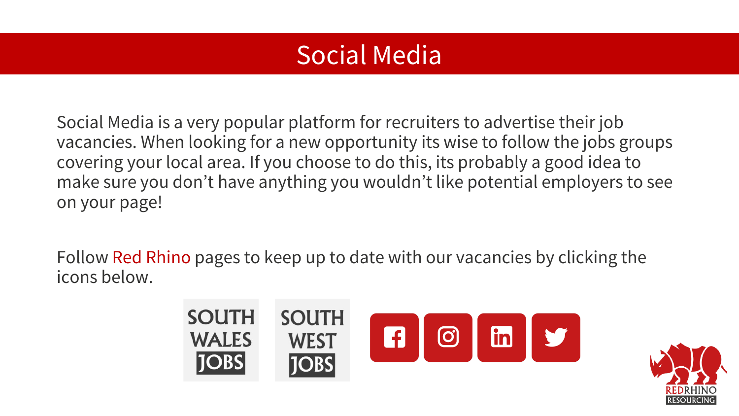# Social Media

Social Media is a very popular platform for recruiters to advertise their job vacancies. When looking for a new opportunity its wise to follow the jobs groups covering your local area. If you choose to do this, its probably a good idea to make sure you don't have anything you wouldn't like potential employers to see on your page!

Follow Red Rhino pages to keep up to date with our vacancies by clicking the icons below.

SOUTH WALES JOBS

SOUTH WEST JOBS

REDRHINO RESOURCING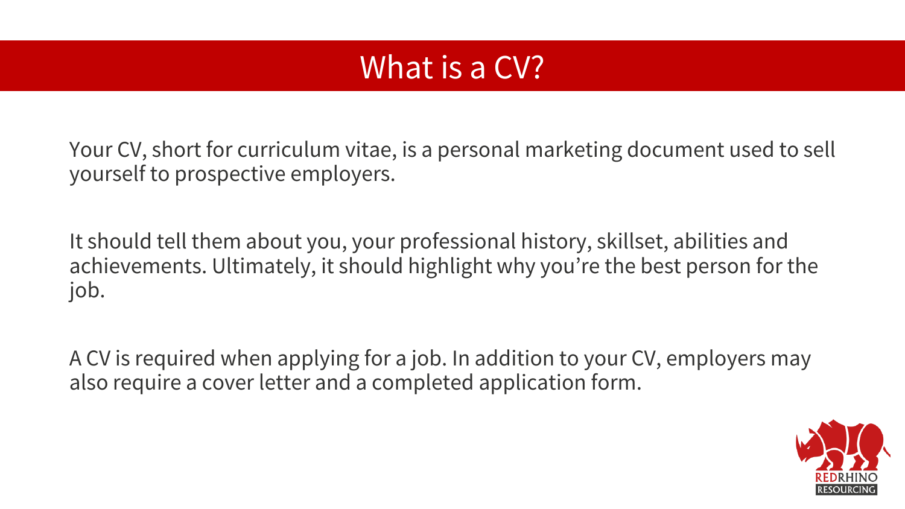# What is a CV?

Your CV, short for curriculum vitae, is a personal marketing document used to sell yourself to prospective employers.

It should tell them about you, your professional history, skillset, abilities and achievements. Ultimately, it should highlight why you're the best person for the job.

A CV is required when applying for a job. In addition to your CV, employers may also require a cover letter and a completed application form.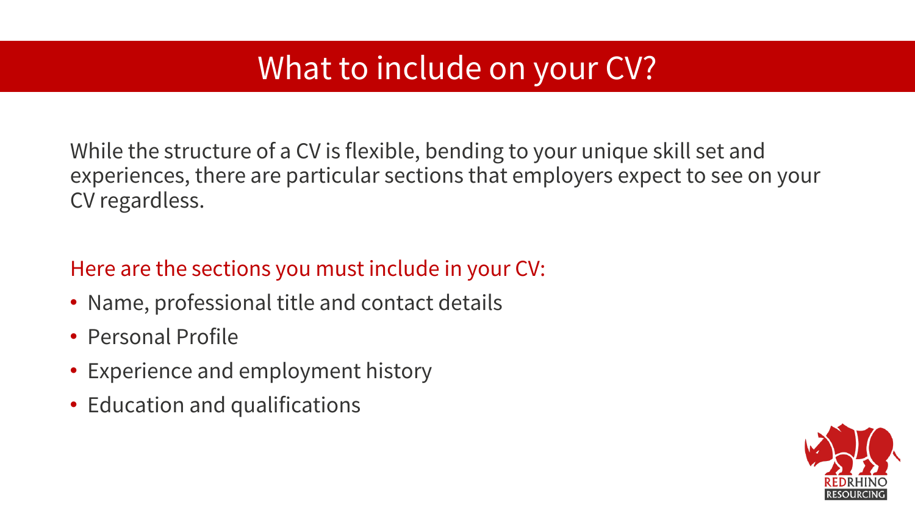# What to include on your CV?

While the structure of a CV is flexible, bending to your unique skill set and experiences, there are particular sections that employers expect to see on your CV regardless.

Here are the sections you must include in your CV:

- Name, professional title and contact details
- Personal Profile
- Experience and employment history
- Education and qualifications

REDRHINO RESOURCING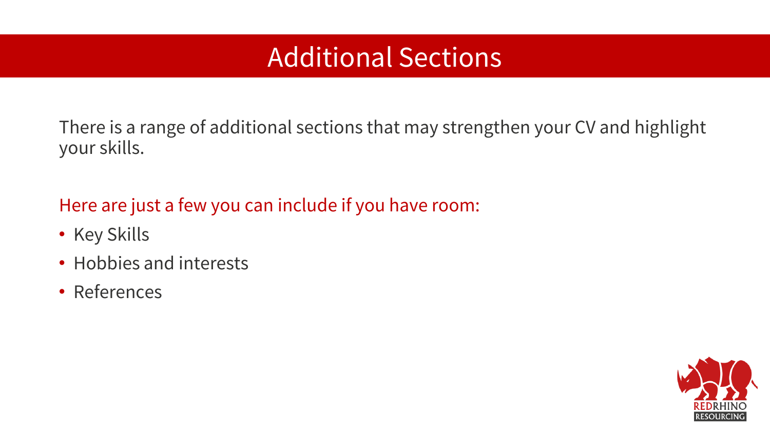# Additional Sections

There is a range of additional sections that may strengthen your CV and highlight your skills.

Here are just a few you can include if you have room:

- Key Skills
- Hobbies and interests
- References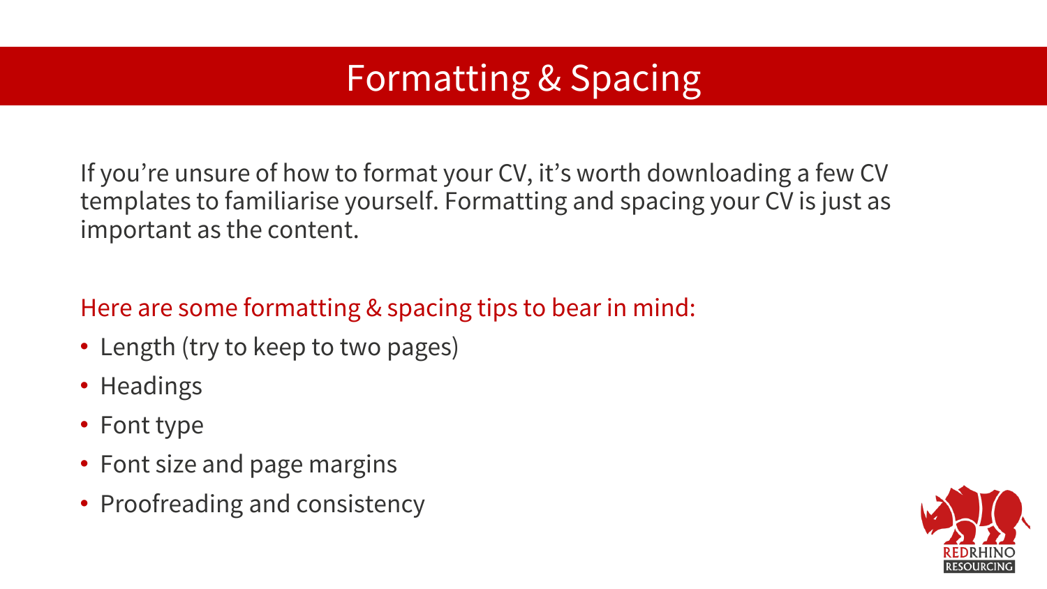# Formatting & Spacing

If you're unsure of how to format your CV, it's worth downloading a few CV templates to familiarise yourself. Formatting and spacing your CV is just as important as the content.

Here are some formatting & spacing tips to bear in mind:

- Length (try to keep to two pages)
- Headings
- Font type
- Font size and page margins
- Proofreading and consistency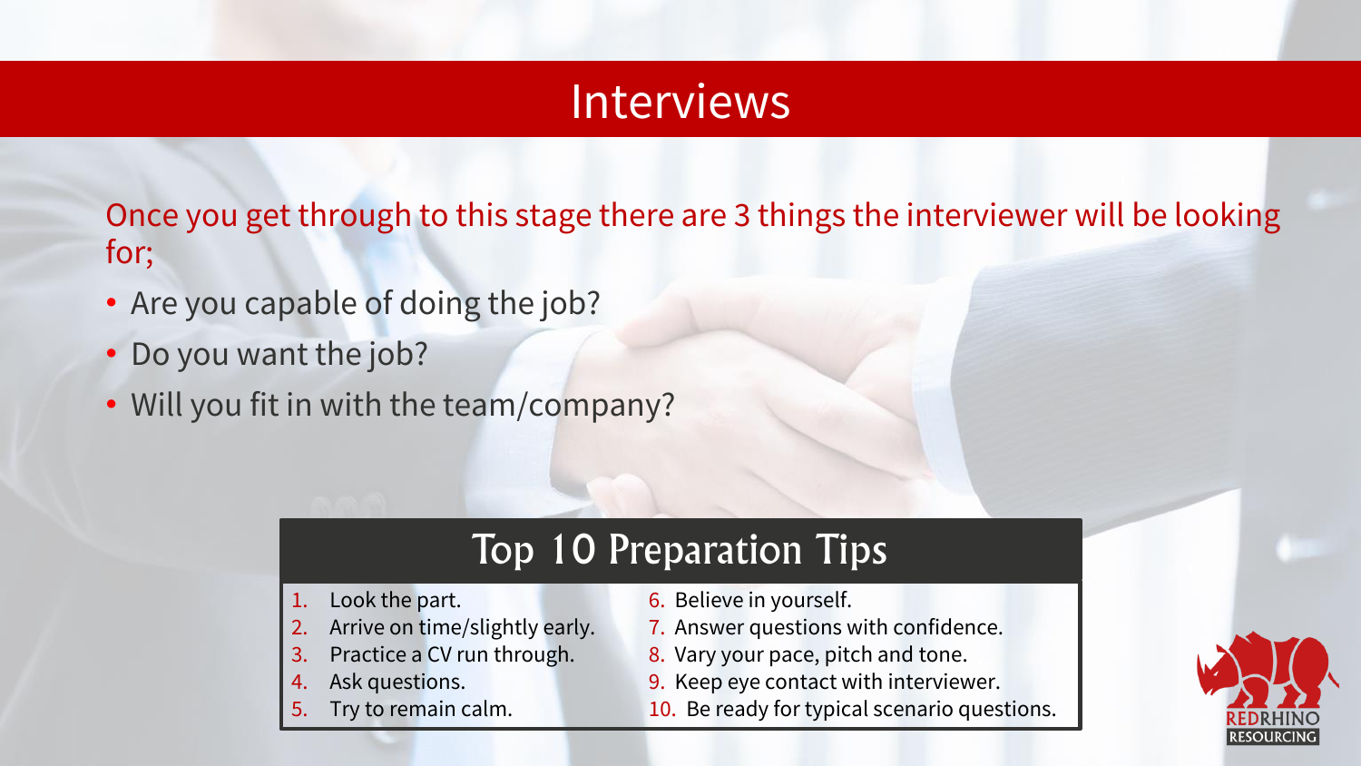# Interviews

Once you get through to this stage there are 3 things the interviewer will be looking for;

- Are you capable of doing the job?
- Do you want the job?
- Will you fit in with the team/company?

## Top 10 Preparation Tips

1. Look the part.
2. Arrive on time/slightly early.
3. Practice a CV run through.
4. Ask questions.
5. Try to remain calm.
6. Believe in yourself.
7. Answer questions with confidence.
8. Vary your pace, pitch and tone.
9. Keep eye contact with interviewer.
10. Be ready for typical scenario questions.

REDRHINO RESOURCING